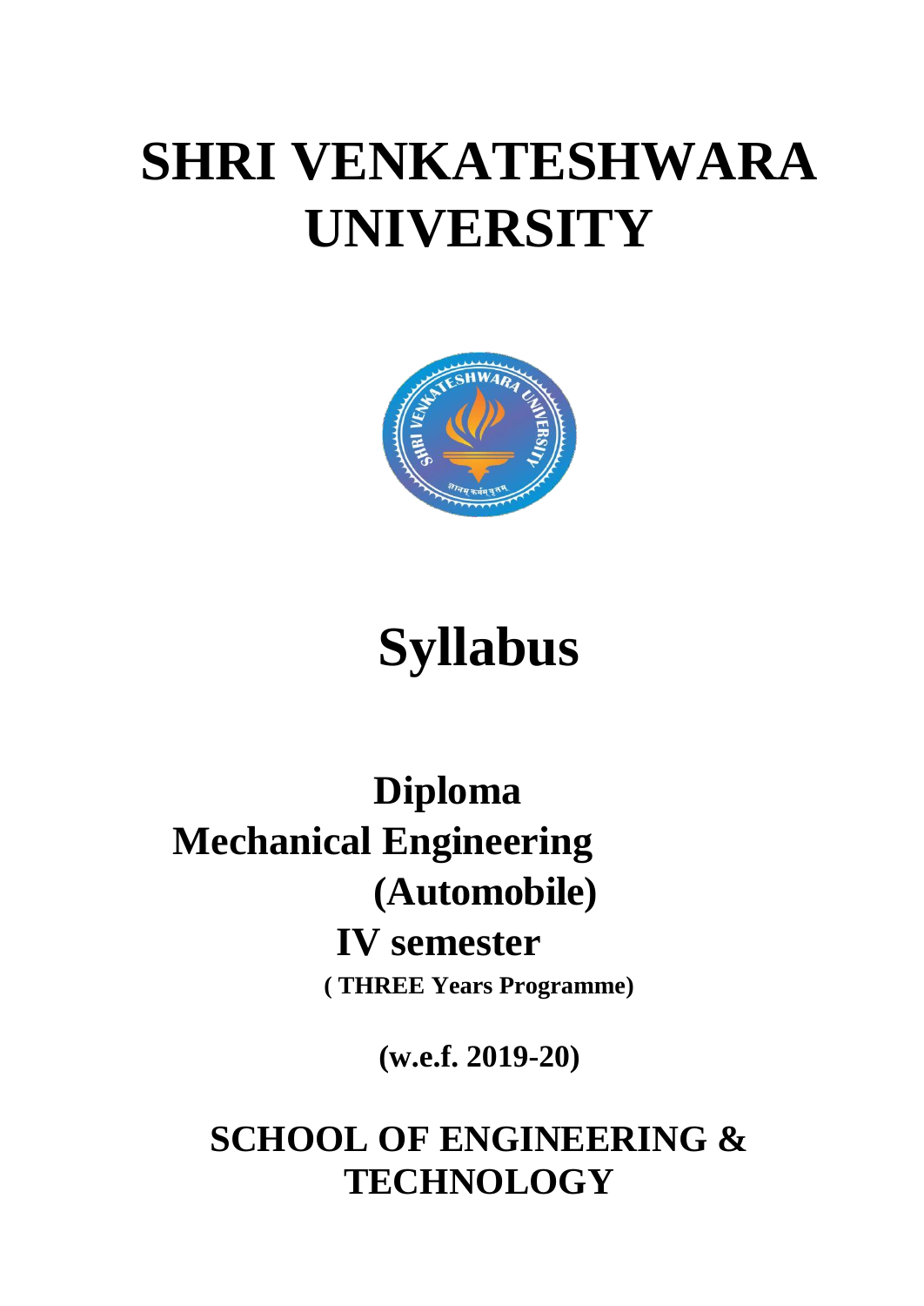# SHRI VENKATESHWARA UNIVERSITY

# Syllabus

## Diploma
## Mechanical Engineering
## (Automobile)
## IV semester

**( THREE Years Programme)**

**(w.e.f. 2019-20)**

## SCHOOL OF ENGINEERING & TECHNOLOGY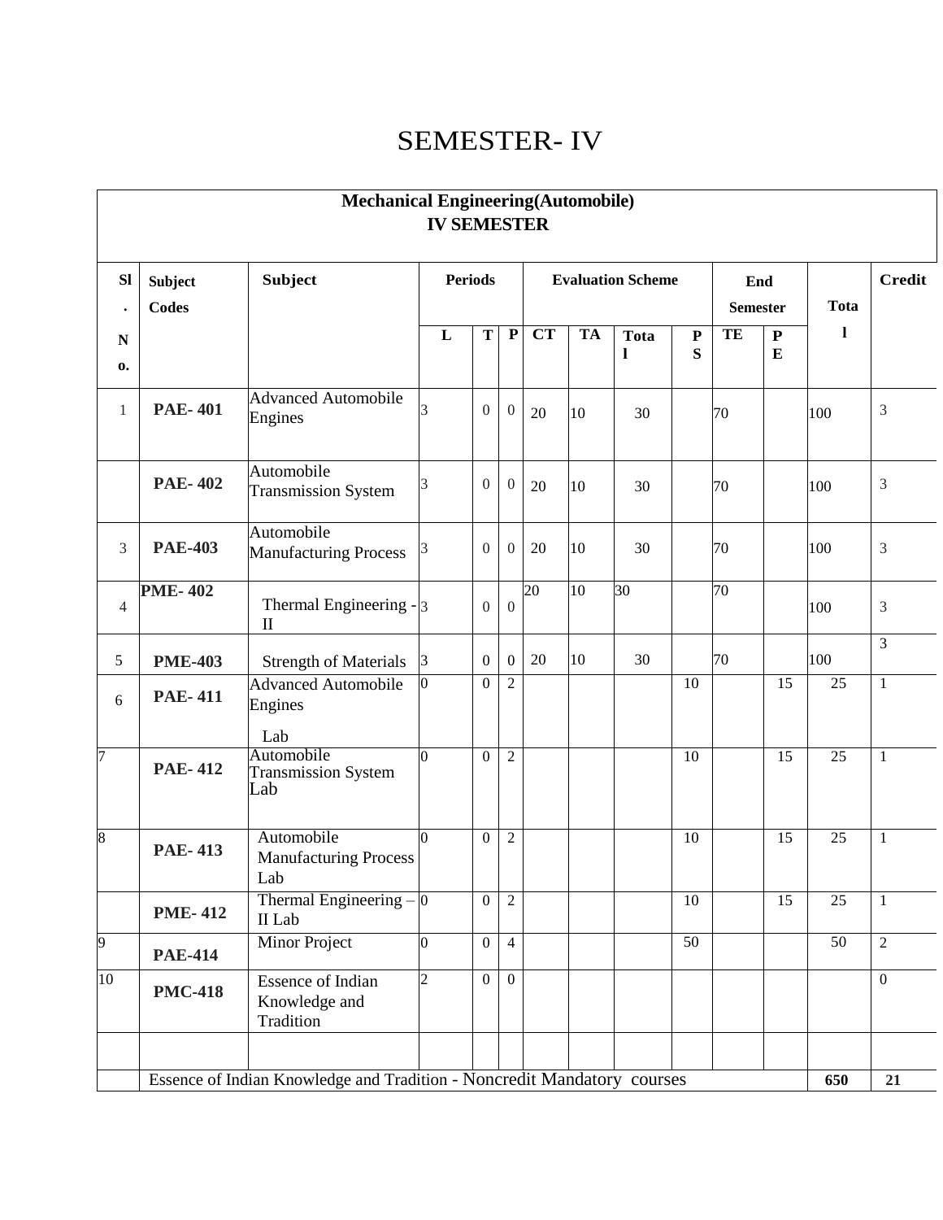# SEMESTER- IV

| Sl. No. | Subject Codes | Subject | Periods | | | Evaluation Scheme | | | | End Semester | | Total | Credit |
|---|---|---|---|---|---|---|---|---|---|---|---|---|---|
| | | | L | T | P | CT | TA | Total | PS | TE | PE | | |
| 1 | **PAE- 401** | Advanced Automobile Engines | 3 | 0 | 0 | 20 | 10 | 30 | | 70 | | 100 | 3 |
| | **PAE- 402** | Automobile Transmission System | 3 | 0 | 0 | 20 | 10 | 30 | | 70 | | 100 | 3 |
| 3 | **PAE-403** | Automobile Manufacturing Process | 3 | 0 | 0 | 20 | 10 | 30 | | 70 | | 100 | 3 |
| 4 | **PME- 402** | Thermal Engineering - II | 3 | 0 | 0 | 20 | 10 | 30 | | 70 | | 100 | 3 |
| 5 | **PME-403** | Strength of Materials | 3 | 0 | 0 | 20 | 10 | 30 | | 70 | | 100 | 3 |
| 6 | **PAE- 411** | Advanced Automobile Engines Lab | 0 | 0 | 2 | | | | 10 | | 15 | 25 | 1 |
| 7 | **PAE- 412** | Automobile Transmission System Lab | 0 | 0 | 2 | | | | 10 | | 15 | 25 | 1 |
| 8 | **PAE- 413** | Automobile Manufacturing Process Lab | 0 | 0 | 2 | | | | 10 | | 15 | 25 | 1 |
| | **PME- 412** | Thermal Engineering – II Lab | 0 | 0 | 2 | | | | 10 | | 15 | 25 | 1 |
| 9 | **PAE-414** | Minor Project | 0 | 0 | 4 | | | | 50 | | | 50 | 2 |
| 10 | **PMC-418** | Essence of Indian Knowledge and Tradition | 2 | 0 | 0 | | | | | | | | 0 |
| | | | | | | | | | | | | | |
| | Essence of Indian Knowledge and Tradition - Noncredit Mandatory courses | | | | | | | | | | | **650** | **21** |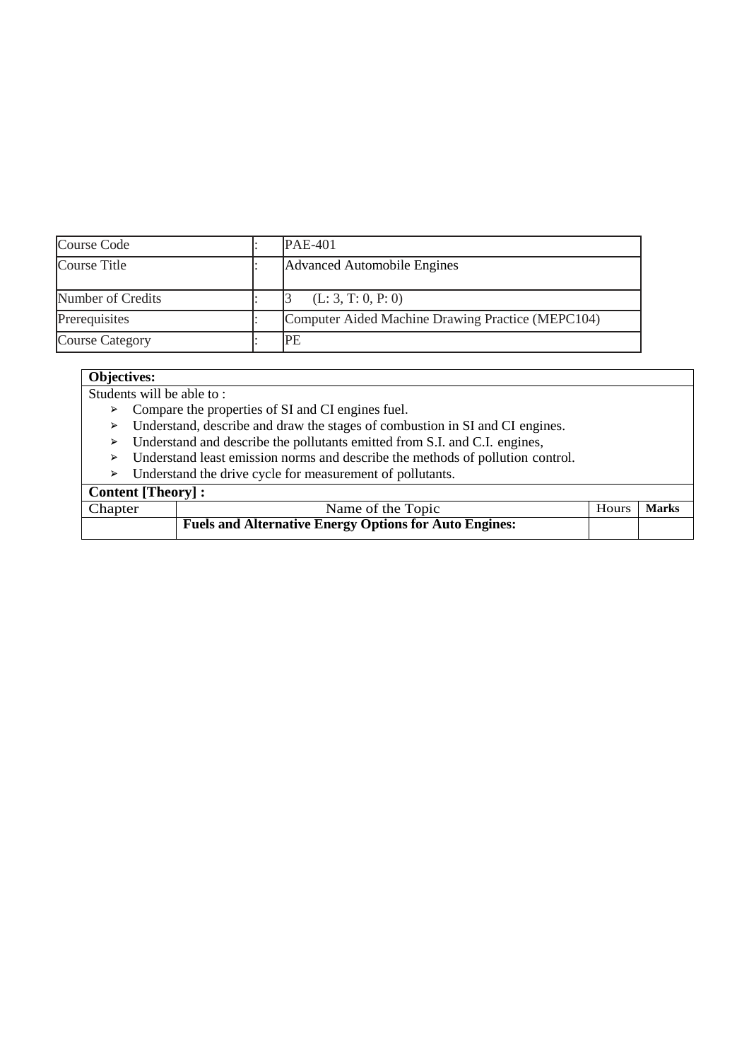| Course Code | : | PAE-401 |
| --- | --- | --- |
| Course Title | : | Advanced Automobile Engines |
| Number of Credits | : | 3 (L: 3, T: 0, P: 0) |
| Prerequisites | : | Computer Aided Machine Drawing Practice (MEPC104) |
| Course Category | : | PE |

**Objectives:**

Students will be able to :

- Compare the properties of SI and CI engines fuel.
- Understand, describe and draw the stages of combustion in SI and CI engines.
- Understand and describe the pollutants emitted from S.I. and C.I. engines,
- Understand least emission norms and describe the methods of pollution control.
- Understand the drive cycle for measurement of pollutants.

**Content [Theory] :**

| Chapter | Name of the Topic | Hours | **Marks** |
| --- | --- | --- | --- |
| | **Fuels and Alternative Energy Options for Auto Engines:** | | |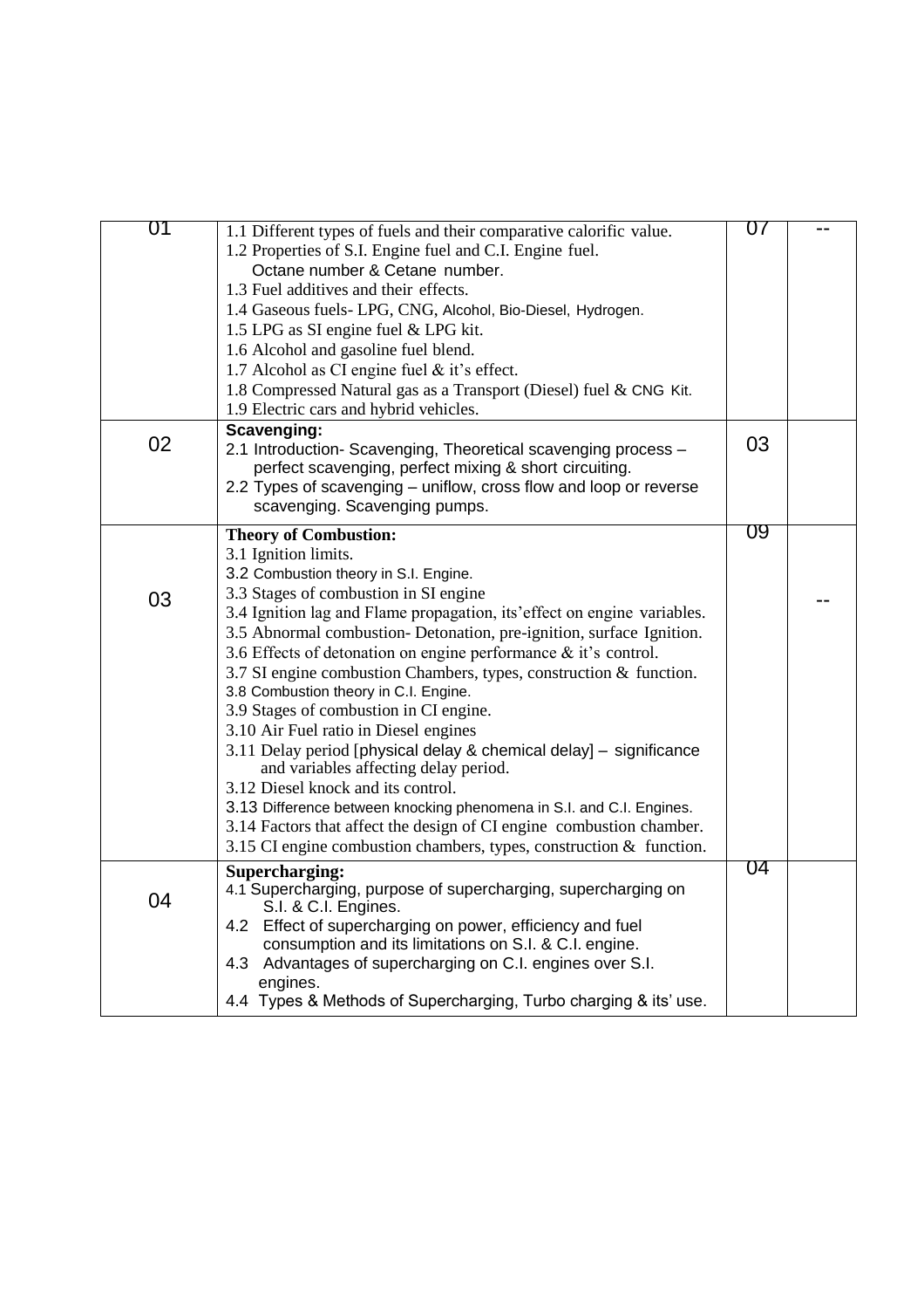| | | | |
|---|---|---|---|
| 01 | 1.1 Different types of fuels and their comparative calorific value.<br>1.2 Properties of S.I. Engine fuel and C.I. Engine fuel.<br>Octane number & Cetane number.<br>1.3 Fuel additives and their effects.<br>1.4 Gaseous fuels- LPG, CNG, Alcohol, Bio-Diesel, Hydrogen.<br>1.5 LPG as SI engine fuel & LPG kit.<br>1.6 Alcohol and gasoline fuel blend.<br>1.7 Alcohol as CI engine fuel & it's effect.<br>1.8 Compressed Natural gas as a Transport (Diesel) fuel & CNG Kit.<br>1.9 Electric cars and hybrid vehicles. | 07 | -- |
| 02 | **Scavenging:**<br>2.1 Introduction- Scavenging, Theoretical scavenging process – perfect scavenging, perfect mixing & short circuiting.<br>2.2 Types of scavenging – uniflow, cross flow and loop or reverse scavenging. Scavenging pumps. | 03 | |
| 03 | **Theory of Combustion:**<br>3.1 Ignition limits.<br>3.2 Combustion theory in S.I. Engine.<br>3.3 Stages of combustion in SI engine<br>3.4 Ignition lag and Flame propagation, its'effect on engine variables.<br>3.5 Abnormal combustion- Detonation, pre-ignition, surface Ignition.<br>3.6 Effects of detonation on engine performance & it's control.<br>3.7 SI engine combustion Chambers, types, construction & function.<br>3.8 Combustion theory in C.I. Engine.<br>3.9 Stages of combustion in CI engine.<br>3.10 Air Fuel ratio in Diesel engines<br>3.11 Delay period [physical delay & chemical delay] – significance and variables affecting delay period.<br>3.12 Diesel knock and its control.<br>3.13 Difference between knocking phenomena in S.I. and C.I. Engines.<br>3.14 Factors that affect the design of CI engine combustion chamber.<br>3.15 CI engine combustion chambers, types, construction & function. | 09 | -- |
| 04 | **Supercharging:**<br>4.1 Supercharging, purpose of supercharging, supercharging on S.I. & C.I. Engines.<br>4.2 Effect of supercharging on power, efficiency and fuel consumption and its limitations on S.I. & C.I. engine.<br>4.3 Advantages of supercharging on C.I. engines over S.I. engines.<br>4.4 Types & Methods of Supercharging, Turbo charging & its' use. | 04 | |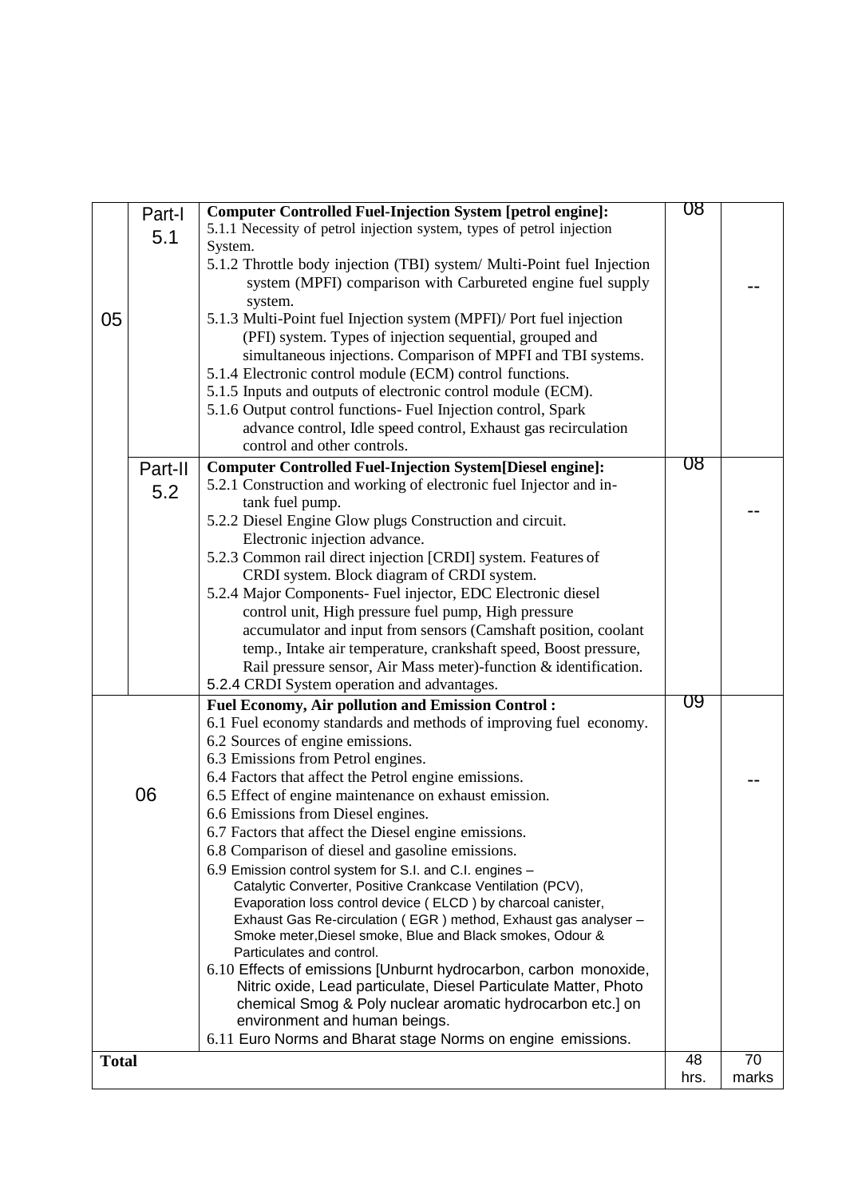| | | | | |
|---|---|---|---|---|
| 05 | Part-I 5.1 | **Computer Controlled Fuel-Injection System [petrol engine]:** 5.1.1 Necessity of petrol injection system, types of petrol injection System. 5.1.2 Throttle body injection (TBI) system/ Multi-Point fuel Injection system (MPFI) comparison with Carbureted engine fuel supply system. 5.1.3 Multi-Point fuel Injection system (MPFI)/ Port fuel injection (PFI) system. Types of injection sequential, grouped and simultaneous injections. Comparison of MPFI and TBI systems. 5.1.4 Electronic control module (ECM) control functions. 5.1.5 Inputs and outputs of electronic control module (ECM). 5.1.6 Output control functions- Fuel Injection control, Spark advance control, Idle speed control, Exhaust gas recirculation control and other controls. | 08 | -- |
| | Part-II 5.2 | **Computer Controlled Fuel-Injection System[Diesel engine]:** 5.2.1 Construction and working of electronic fuel Injector and in-tank fuel pump. 5.2.2 Diesel Engine Glow plugs Construction and circuit. Electronic injection advance. 5.2.3 Common rail direct injection [CRDI] system. Features of CRDI system. Block diagram of CRDI system. 5.2.4 Major Components- Fuel injector, EDC Electronic diesel control unit, High pressure fuel pump, High pressure accumulator and input from sensors (Camshaft position, coolant temp., Intake air temperature, crankshaft speed, Boost pressure, Rail pressure sensor, Air Mass meter)-function & identification. 5.2.4 CRDI System operation and advantages. | 08 | -- |
| 06 | | **Fuel Economy, Air pollution and Emission Control :** 6.1 Fuel economy standards and methods of improving fuel economy. 6.2 Sources of engine emissions. 6.3 Emissions from Petrol engines. 6.4 Factors that affect the Petrol engine emissions. 6.5 Effect of engine maintenance on exhaust emission. 6.6 Emissions from Diesel engines. 6.7 Factors that affect the Diesel engine emissions. 6.8 Comparison of diesel and gasoline emissions. 6.9 Emission control system for S.I. and C.I. engines – Catalytic Converter, Positive Crankcase Ventilation (PCV), Evaporation loss control device ( ELCD ) by charcoal canister, Exhaust Gas Re-circulation ( EGR ) method, Exhaust gas analyser – Smoke meter,Diesel smoke, Blue and Black smokes, Odour & Particulates and control. 6.10 Effects of emissions [Unburnt hydrocarbon, carbon monoxide, Nitric oxide, Lead particulate, Diesel Particulate Matter, Photo chemical Smog & Poly nuclear aromatic hydrocarbon etc.] on environment and human beings. 6.11 Euro Norms and Bharat stage Norms on engine emissions. | 09 | -- |
| **Total** | | | 48 hrs. | 70 marks |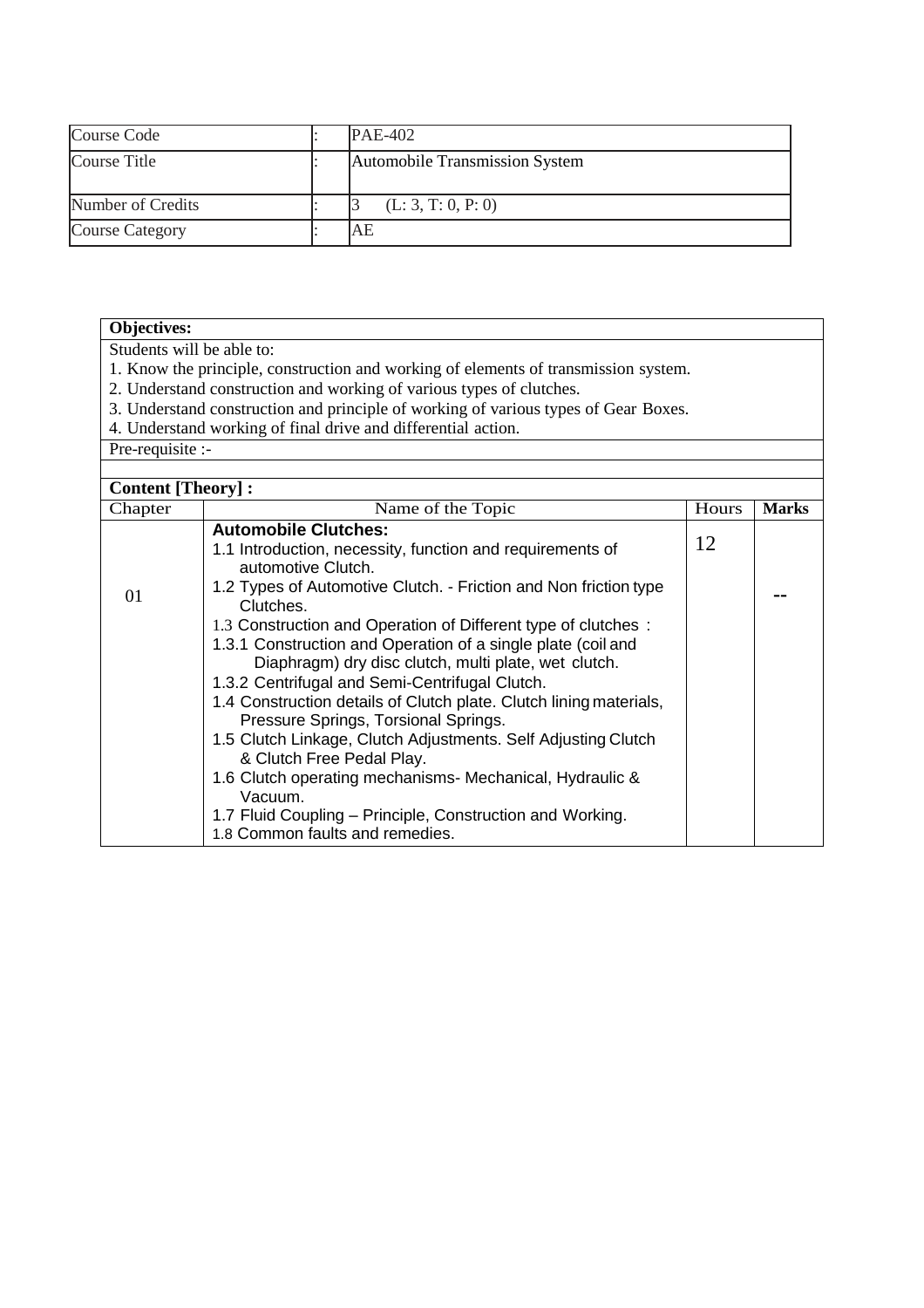| Course Code | : | PAE-402 |
|---|---|---|
| Course Title | : | Automobile Transmission System |
| Number of Credits | : | 3 (L: 3, T: 0, P: 0) |
| Course Category | : | AE |

**Objectives:**

Students will be able to:

1. Know the principle, construction and working of elements of transmission system.
2. Understand construction and working of various types of clutches.
3. Understand construction and principle of working of various types of Gear Boxes.
4. Understand working of final drive and differential action.

Pre-requisite :-

**Content [Theory] :**

| Chapter | Name of the Topic | Hours | Marks |
|---|---|---|---|
| 01 | **Automobile Clutches:**<br>1.1 Introduction, necessity, function and requirements of automotive Clutch.<br>1.2 Types of Automotive Clutch. - Friction and Non friction type Clutches.<br>1.3 Construction and Operation of Different type of clutches :<br>1.3.1 Construction and Operation of a single plate (coil and Diaphragm) dry disc clutch, multi plate, wet clutch.<br>1.3.2 Centrifugal and Semi-Centrifugal Clutch.<br>1.4 Construction details of Clutch plate. Clutch lining materials, Pressure Springs, Torsional Springs.<br>1.5 Clutch Linkage, Clutch Adjustments. Self Adjusting Clutch & Clutch Free Pedal Play.<br>1.6 Clutch operating mechanisms- Mechanical, Hydraulic & Vacuum.<br>1.7 Fluid Coupling – Principle, Construction and Working.<br>1.8 Common faults and remedies. | 12 | -- |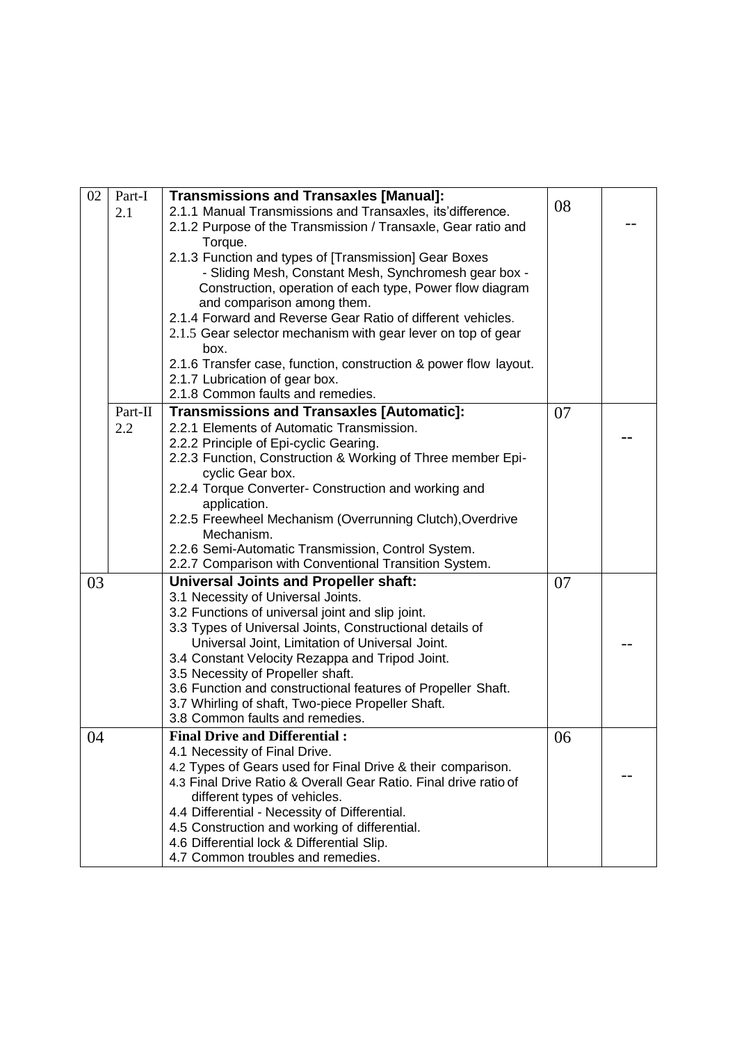| 02 | Part-I 2.1 | **Transmissions and Transaxles [Manual]:**<br>2.1.1 Manual Transmissions and Transaxles, its'difference.<br>2.1.2 Purpose of the Transmission / Transaxle, Gear ratio and Torque.<br>2.1.3 Function and types of [Transmission] Gear Boxes - Sliding Mesh, Constant Mesh, Synchromesh gear box - Construction, operation of each type, Power flow diagram and comparison among them.<br>2.1.4 Forward and Reverse Gear Ratio of different vehicles.<br>2.1.5 Gear selector mechanism with gear lever on top of gear box.<br>2.1.6 Transfer case, function, construction & power flow layout.<br>2.1.7 Lubrication of gear box.<br>2.1.8 Common faults and remedies. | 08 | -- |
|---|---|---|---|---|
| | Part-II 2.2 | **Transmissions and Transaxles [Automatic]:**<br>2.2.1 Elements of Automatic Transmission.<br>2.2.2 Principle of Epi-cyclic Gearing.<br>2.2.3 Function, Construction & Working of Three member Epi-cyclic Gear box.<br>2.2.4 Torque Converter- Construction and working and application.<br>2.2.5 Freewheel Mechanism (Overrunning Clutch),Overdrive Mechanism.<br>2.2.6 Semi-Automatic Transmission, Control System.<br>2.2.7 Comparison with Conventional Transition System. | 07 | -- |
| 03 | | **Universal Joints and Propeller shaft:**<br>3.1 Necessity of Universal Joints.<br>3.2 Functions of universal joint and slip joint.<br>3.3 Types of Universal Joints, Constructional details of Universal Joint, Limitation of Universal Joint.<br>3.4 Constant Velocity Rezappa and Tripod Joint.<br>3.5 Necessity of Propeller shaft.<br>3.6 Function and constructional features of Propeller Shaft.<br>3.7 Whirling of shaft, Two-piece Propeller Shaft.<br>3.8 Common faults and remedies. | 07 | -- |
| 04 | | **Final Drive and Differential :**<br>4.1 Necessity of Final Drive.<br>4.2 Types of Gears used for Final Drive & their comparison.<br>4.3 Final Drive Ratio & Overall Gear Ratio. Final drive ratio of different types of vehicles.<br>4.4 Differential - Necessity of Differential.<br>4.5 Construction and working of differential.<br>4.6 Differential lock & Differential Slip.<br>4.7 Common troubles and remedies. | 06 | -- |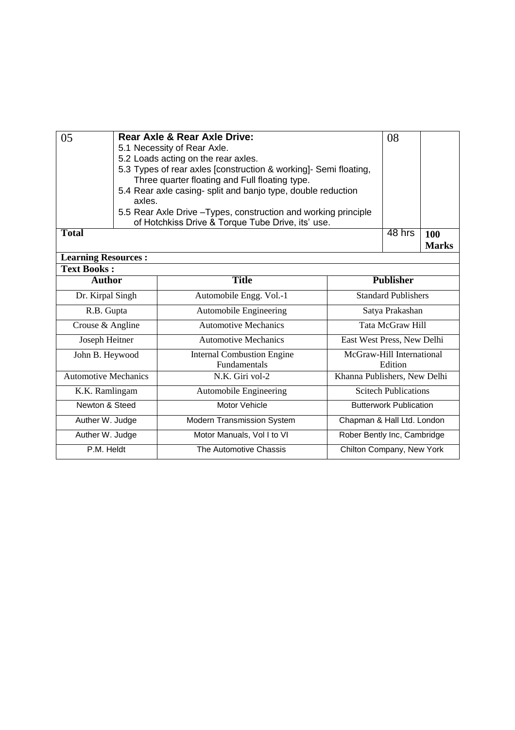| 05 | **Rear Axle & Rear Axle Drive:**<br>5.1 Necessity of Rear Axle.<br>5.2 Loads acting on the rear axles.<br>5.3 Types of rear axles [construction & working]- Semi floating, Three quarter floating and Full floating type.<br>5.4 Rear axle casing- split and banjo type, double reduction axles.<br>5.5 Rear Axle Drive –Types, construction and working principle of Hotchkiss Drive & Torque Tube Drive, its' use. | 08 | |
|---|---|---|---|
| **Total** | | 48 hrs | **100 Marks** |

**Learning Resources :**

**Text Books :**

| Author | Title | Publisher |
|---|---|---|
| Dr. Kirpal Singh | Automobile Engg. Vol.-1 | Standard Publishers |
| R.B. Gupta | Automobile Engineering | Satya Prakashan |
| Crouse & Angline | Automotive Mechanics | Tata McGraw Hill |
| Joseph Heitner | Automotive Mechanics | East West Press, New Delhi |
| John B. Heywood | Internal Combustion Engine Fundamentals | McGraw-Hill International Edition |
| Automotive Mechanics | N.K. Giri vol-2 | Khanna Publishers, New Delhi |
| K.K. Ramlingam | Automobile Engineering | Scitech Publications |
| Newton & Steed | Motor Vehicle | Butterwork Publication |
| Auther W. Judge | Modern Transmission System | Chapman & Hall Ltd. London |
| Auther W. Judge | Motor Manuals, Vol I to VI | Rober Bently Inc, Cambridge |
| P.M. Heldt | The Automotive Chassis | Chilton Company, New York |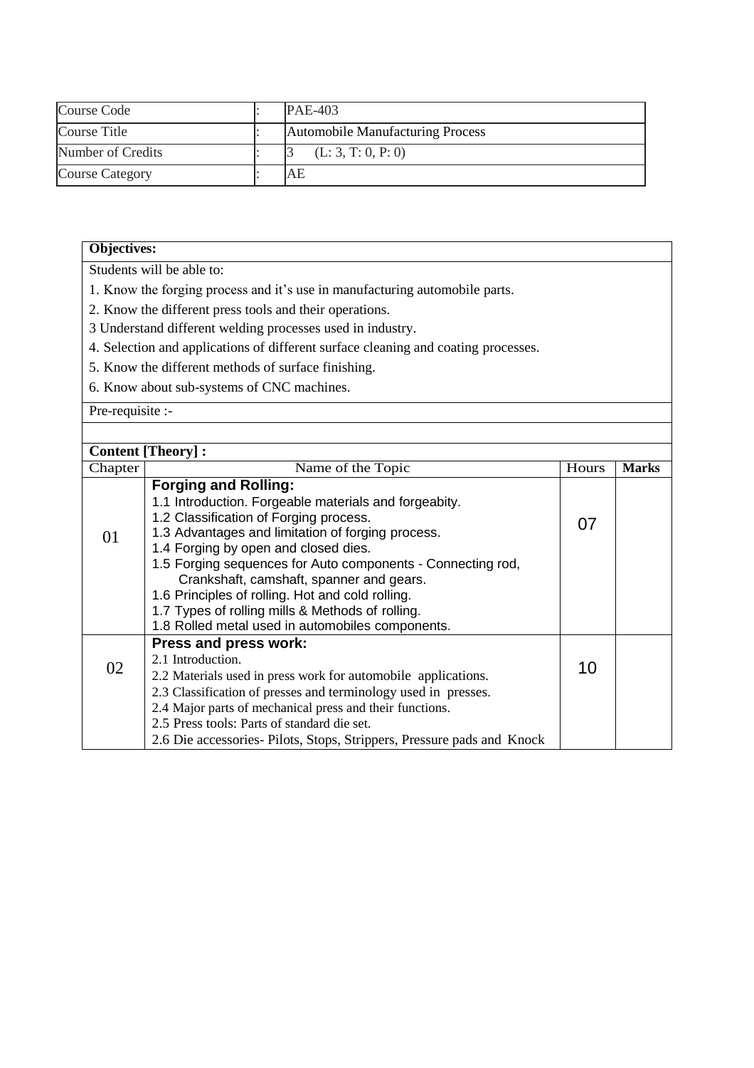| Course Code | : | PAE-403 |
|---|---|---|
| Course Title | : | Automobile Manufacturing Process |
| Number of Credits | : | 3 (L: 3, T: 0, P: 0) |
| Course Category | : | AE |

**Objectives:**

Students will be able to:

1. Know the forging process and it's use in manufacturing automobile parts.
2. Know the different press tools and their operations.
3 Understand different welding processes used in industry.
4. Selection and applications of different surface cleaning and coating processes.
5. Know the different methods of surface finishing.
6. Know about sub-systems of CNC machines.

Pre-requisite :-

**Content [Theory] :**

| Chapter | Name of the Topic | Hours | **Marks** |
|---|---|---|---|
| 01 | **Forging and Rolling:**<br>1.1 Introduction. Forgeable materials and forgeabity.<br>1.2 Classification of Forging process.<br>1.3 Advantages and limitation of forging process.<br>1.4 Forging by open and closed dies.<br>1.5 Forging sequences for Auto components - Connecting rod, Crankshaft, camshaft, spanner and gears.<br>1.6 Principles of rolling. Hot and cold rolling.<br>1.7 Types of rolling mills & Methods of rolling.<br>1.8 Rolled metal used in automobiles components. | 07 | |
| 02 | **Press and press work:**<br>2.1 Introduction.<br>2.2 Materials used in press work for automobile applications.<br>2.3 Classification of presses and terminology used in presses.<br>2.4 Major parts of mechanical press and their functions.<br>2.5 Press tools: Parts of standard die set.<br>2.6 Die accessories- Pilots, Stops, Strippers, Pressure pads and Knock | 10 | |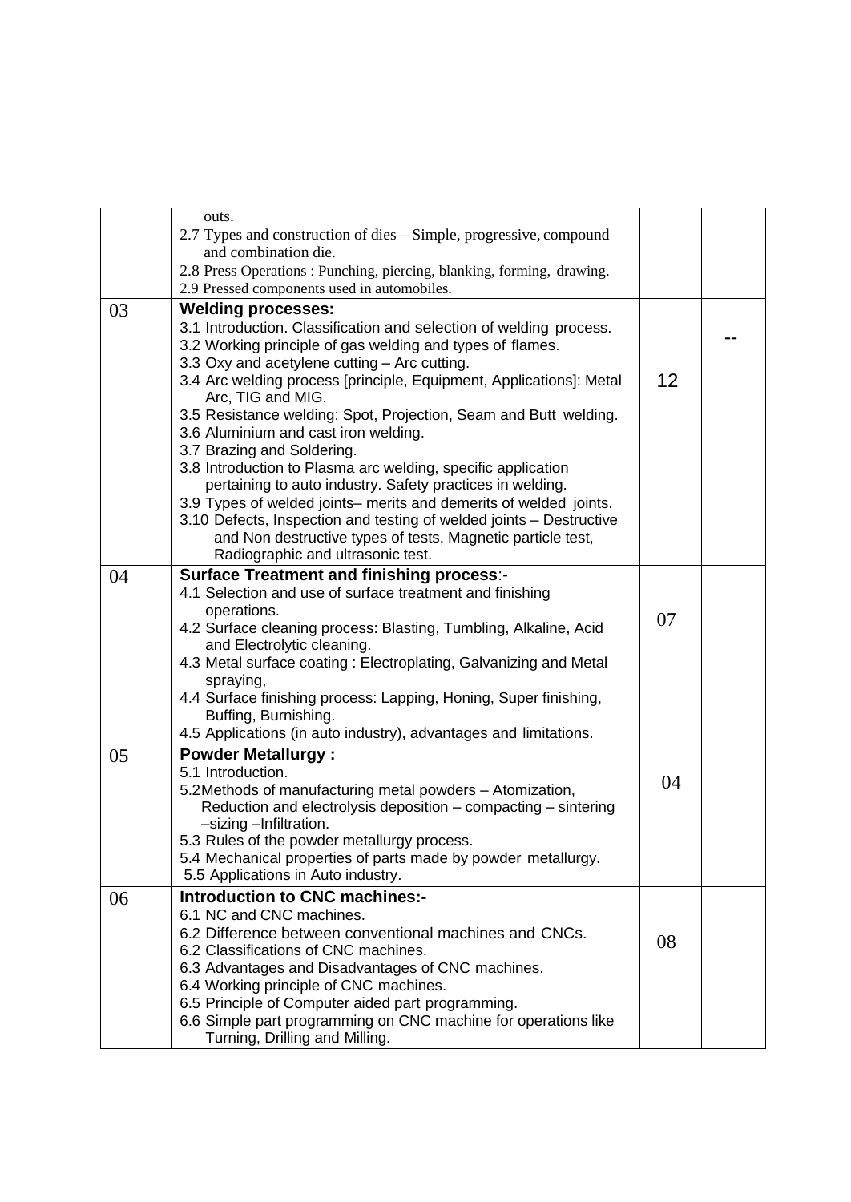| | | | |
|---|---|---|---|
| | outs.<br>2.7 Types and construction of dies—Simple, progressive, compound and combination die.<br>2.8 Press Operations : Punching, piercing, blanking, forming, drawing.<br>2.9 Pressed components used in automobiles. | | |
| 03 | **Welding processes:**<br>3.1 Introduction. Classification and selection of welding process.<br>3.2 Working principle of gas welding and types of flames.<br>3.3 Oxy and acetylene cutting – Arc cutting.<br>3.4 Arc welding process [principle, Equipment, Applications]: Metal Arc, TIG and MIG.<br>3.5 Resistance welding: Spot, Projection, Seam and Butt welding.<br>3.6 Aluminium and cast iron welding.<br>3.7 Brazing and Soldering.<br>3.8 Introduction to Plasma arc welding, specific application pertaining to auto industry. Safety practices in welding.<br>3.9 Types of welded joints– merits and demerits of welded joints.<br>3.10 Defects, Inspection and testing of welded joints – Destructive and Non destructive types of tests, Magnetic particle test, Radiographic and ultrasonic test. | 12 | -- |
| 04 | **Surface Treatment and finishing process**:-<br>4.1 Selection and use of surface treatment and finishing operations.<br>4.2 Surface cleaning process: Blasting, Tumbling, Alkaline, Acid and Electrolytic cleaning.<br>4.3 Metal surface coating : Electroplating, Galvanizing and Metal spraying,<br>4.4 Surface finishing process: Lapping, Honing, Super finishing, Buffing, Burnishing.<br>4.5 Applications (in auto industry), advantages and limitations. | 07 | |
| 05 | **Powder Metallurgy :**<br>5.1 Introduction.<br>5.2Methods of manufacturing metal powders – Atomization, Reduction and electrolysis deposition – compacting – sintering –sizing –Infiltration.<br>5.3 Rules of the powder metallurgy process.<br>5.4 Mechanical properties of parts made by powder metallurgy.<br>5.5 Applications in Auto industry. | 04 | |
| 06 | **Introduction to CNC machines:-**<br>6.1 NC and CNC machines.<br>6.2 Difference between conventional machines and CNCs.<br>6.2 Classifications of CNC machines.<br>6.3 Advantages and Disadvantages of CNC machines.<br>6.4 Working principle of CNC machines.<br>6.5 Principle of Computer aided part programming.<br>6.6 Simple part programming on CNC machine for operations like Turning, Drilling and Milling. | 08 | |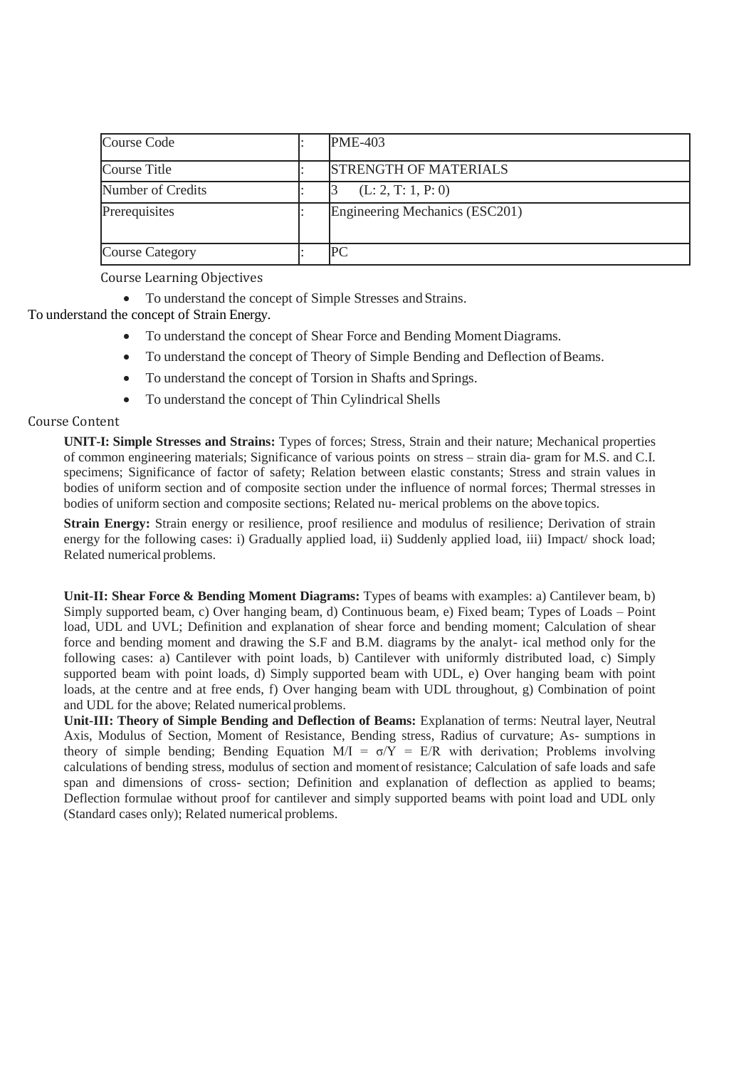| Course Code | : | PME-403 |
|---|---|---|
| Course Title | : | STRENGTH OF MATERIALS |
| Number of Credits | : | 3 (L: 2, T: 1, P: 0) |
| Prerequisites | : | Engineering Mechanics (ESC201) |
| Course Category | : | PC |

Course Learning Objectives

- To understand the concept of Simple Stresses and Strains.
- To understand the concept of Strain Energy.
- To understand the concept of Shear Force and Bending Moment Diagrams.
- To understand the concept of Theory of Simple Bending and Deflection of Beams.
- To understand the concept of Torsion in Shafts and Springs.
- To understand the concept of Thin Cylindrical Shells

Course Content

**UNIT-I: Simple Stresses and Strains:** Types of forces; Stress, Strain and their nature; Mechanical properties of common engineering materials; Significance of various points on stress – strain dia- gram for M.S. and C.I. specimens; Significance of factor of safety; Relation between elastic constants; Stress and strain values in bodies of uniform section and of composite section under the influence of normal forces; Thermal stresses in bodies of uniform section and composite sections; Related nu- merical problems on the above topics.

**Strain Energy:** Strain energy or resilience, proof resilience and modulus of resilience; Derivation of strain energy for the following cases: i) Gradually applied load, ii) Suddenly applied load, iii) Impact/ shock load; Related numerical problems.

**Unit-II: Shear Force & Bending Moment Diagrams:** Types of beams with examples: a) Cantilever beam, b) Simply supported beam, c) Over hanging beam, d) Continuous beam, e) Fixed beam; Types of Loads – Point load, UDL and UVL; Definition and explanation of shear force and bending moment; Calculation of shear force and bending moment and drawing the S.F and B.M. diagrams by the analyt- ical method only for the following cases: a) Cantilever with point loads, b) Cantilever with uniformly distributed load, c) Simply supported beam with point loads, d) Simply supported beam with UDL, e) Over hanging beam with point loads, at the centre and at free ends, f) Over hanging beam with UDL throughout, g) Combination of point and UDL for the above; Related numerical problems.

**Unit-III: Theory of Simple Bending and Deflection of Beams:** Explanation of terms: Neutral layer, Neutral Axis, Modulus of Section, Moment of Resistance, Bending stress, Radius of curvature; As- sumptions in theory of simple bending; Bending Equation $M/I = \sigma/Y = E/R$ with derivation; Problems involving calculations of bending stress, modulus of section and moment of resistance; Calculation of safe loads and safe span and dimensions of cross- section; Definition and explanation of deflection as applied to beams; Deflection formulae without proof for cantilever and simply supported beams with point load and UDL only (Standard cases only); Related numerical problems.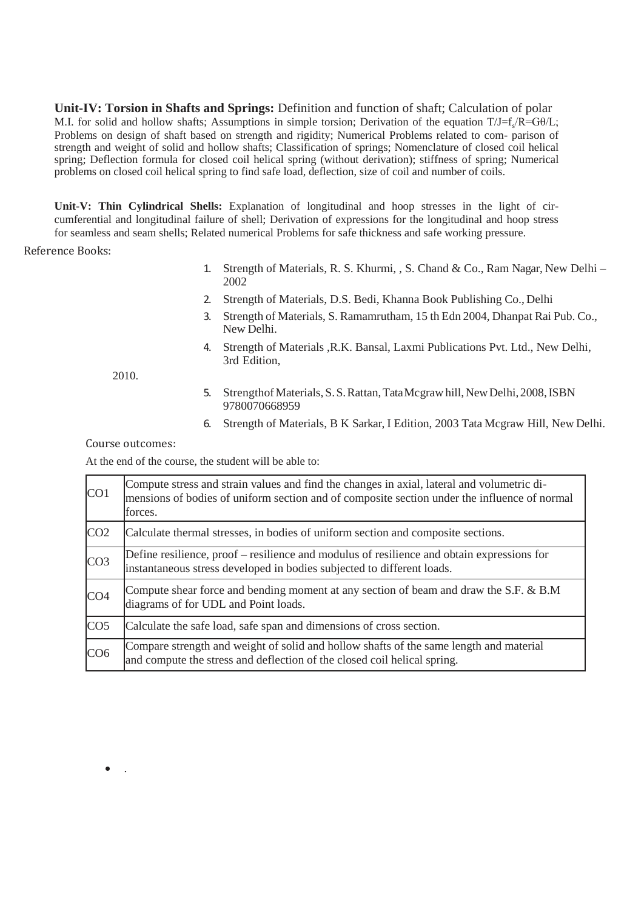**Unit-IV: Torsion in Shafts and Springs:** Definition and function of shaft; Calculation of polar M.I. for solid and hollow shafts; Assumptions in simple torsion; Derivation of the equation $T/J=f_s/R=G\theta/L$; Problems on design of shaft based on strength and rigidity; Numerical Problems related to com- parison of strength and weight of solid and hollow shafts; Classification of springs; Nomenclature of closed coil helical spring; Deflection formula for closed coil helical spring (without derivation); stiffness of spring; Numerical problems on closed coil helical spring to find safe load, deflection, size of coil and number of coils.

**Unit-V: Thin Cylindrical Shells:** Explanation of longitudinal and hoop stresses in the light of cir- cumferential and longitudinal failure of shell; Derivation of expressions for the longitudinal and hoop stress for seamless and seam shells; Related numerical Problems for safe thickness and safe working pressure.

Reference Books:

1. Strength of Materials, R. S. Khurmi, , S. Chand & Co., Ram Nagar, New Delhi – 2002
2. Strength of Materials, D.S. Bedi, Khanna Book Publishing Co., Delhi
3. Strength of Materials, S. Ramamrutham, 15 th Edn 2004, Dhanpat Rai Pub. Co., New Delhi.
4. Strength of Materials ,R.K. Bansal, Laxmi Publications Pvt. Ltd., New Delhi, 3rd Edition, 2010.
5. Strengthof Materials, S. S. Rattan, Tata Mcgraw hill, New Delhi, 2008, ISBN 9780070668959
6. Strength of Materials, B K Sarkar, I Edition, 2003 Tata Mcgraw Hill, New Delhi.

Course outcomes:

At the end of the course, the student will be able to:

| | |
|---|---|
| CO1 | Compute stress and strain values and find the changes in axial, lateral and volumetric dimensions of bodies of uniform section and of composite section under the influence of normal forces. |
| CO2 | Calculate thermal stresses, in bodies of uniform section and composite sections. |
| CO3 | Define resilience, proof – resilience and modulus of resilience and obtain expressions for instantaneous stress developed in bodies subjected to different loads. |
| CO4 | Compute shear force and bending moment at any section of beam and draw the S.F. & B.M diagrams of for UDL and Point loads. |
| CO5 | Calculate the safe load, safe span and dimensions of cross section. |
| CO6 | Compare strength and weight of solid and hollow shafts of the same length and material and compute the stress and deflection of the closed coil helical spring. |

- .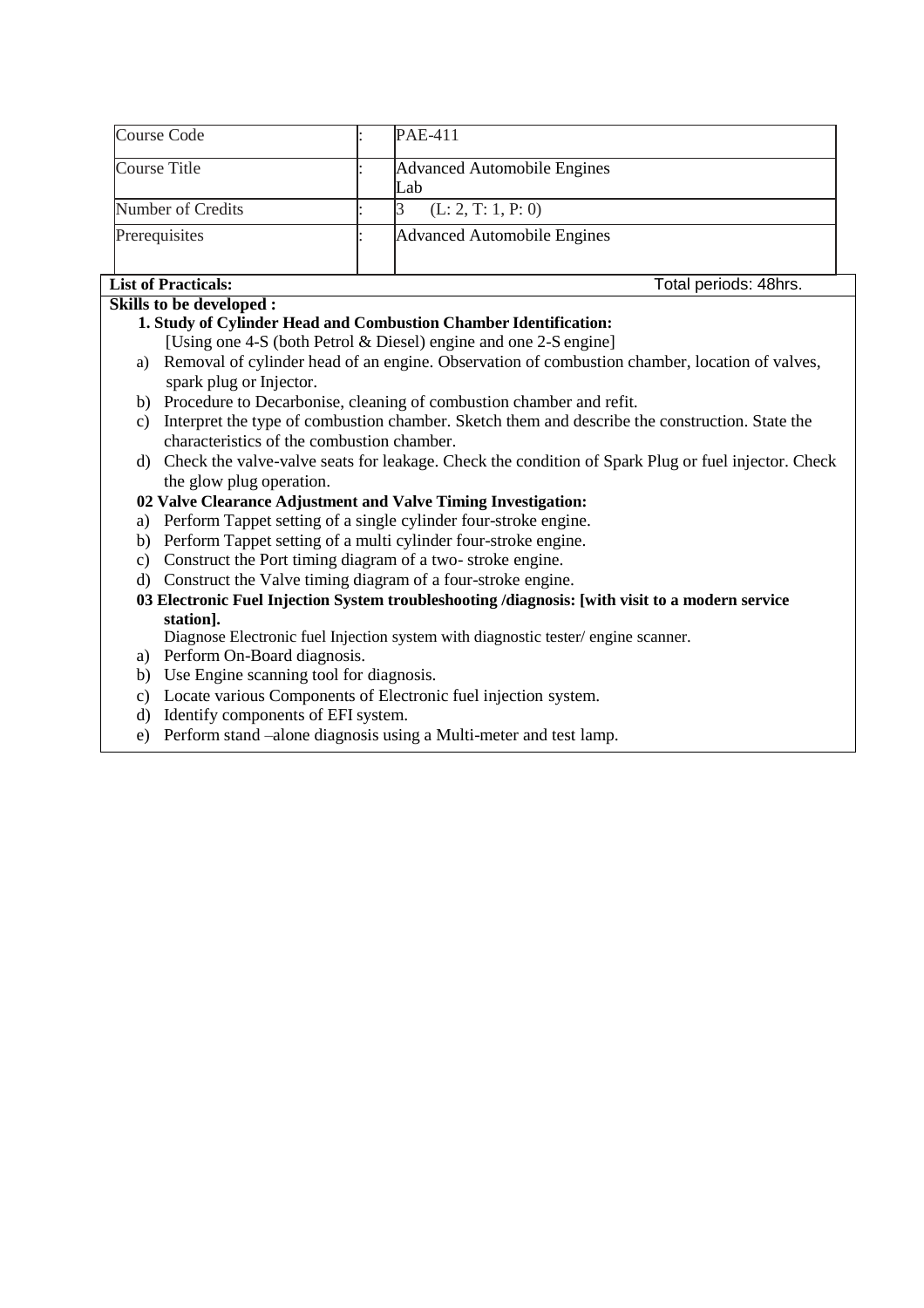| Course Code | : | PAE-411 |
| --- | --- | --- |
| Course Title | : | Advanced Automobile Engines Lab |
| Number of Credits | : | 3 (L: 2, T: 1, P: 0) |
| Prerequisites | : | Advanced Automobile Engines |

**List of Practicals:** Total periods: 48hrs.

**Skills to be developed :**

**1. Study of Cylinder Head and Combustion Chamber Identification:**

[Using one 4-S (both Petrol & Diesel) engine and one 2-S engine]

a) Removal of cylinder head of an engine. Observation of combustion chamber, location of valves, spark plug or Injector.

b) Procedure to Decarbonise, cleaning of combustion chamber and refit.

c) Interpret the type of combustion chamber. Sketch them and describe the construction. State the characteristics of the combustion chamber.

d) Check the valve-valve seats for leakage. Check the condition of Spark Plug or fuel injector. Check the glow plug operation.

**02 Valve Clearance Adjustment and Valve Timing Investigation:**

a) Perform Tappet setting of a single cylinder four-stroke engine.

b) Perform Tappet setting of a multi cylinder four-stroke engine.

c) Construct the Port timing diagram of a two- stroke engine.

d) Construct the Valve timing diagram of a four-stroke engine.

**03 Electronic Fuel Injection System troubleshooting /diagnosis: [with visit to a modern service station].**

Diagnose Electronic fuel Injection system with diagnostic tester/ engine scanner.

a) Perform On-Board diagnosis.

b) Use Engine scanning tool for diagnosis.

c) Locate various Components of Electronic fuel injection system.

d) Identify components of EFI system.

e) Perform stand –alone diagnosis using a Multi-meter and test lamp.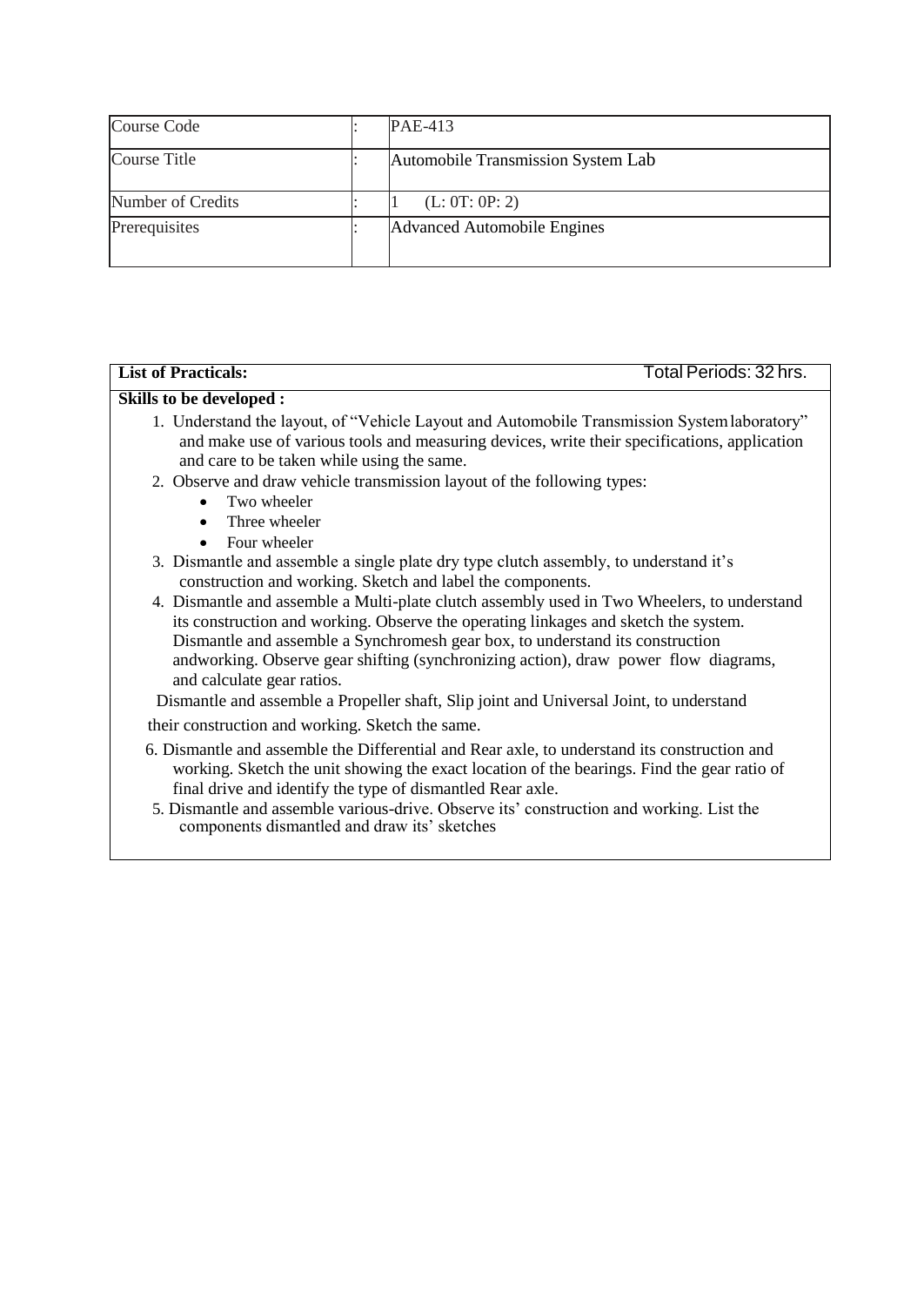| Course Code | : | PAE-413 |
|---|---|---|
| Course Title | : | Automobile Transmission System Lab |
| Number of Credits | : | 1 (L: 0T: 0P: 2) |
| Prerequisites | : | Advanced Automobile Engines |

**List of Practicals:** Total Periods: 32 hrs.

**Skills to be developed :**

1. Understand the layout, of "Vehicle Layout and Automobile Transmission System laboratory" and make use of various tools and measuring devices, write their specifications, application and care to be taken while using the same.
2. Observe and draw vehicle transmission layout of the following types:
   - Two wheeler
   - Three wheeler
   - Four wheeler
3. Dismantle and assemble a single plate dry type clutch assembly, to understand it's construction and working. Sketch and label the components.
4. Dismantle and assemble a Multi-plate clutch assembly used in Two Wheelers, to understand its construction and working. Observe the operating linkages and sketch the system. Dismantle and assemble a Synchromesh gear box, to understand its construction andworking. Observe gear shifting (synchronizing action), draw power flow diagrams, and calculate gear ratios.

Dismantle and assemble a Propeller shaft, Slip joint and Universal Joint, to understand their construction and working. Sketch the same.

6. Dismantle and assemble the Differential and Rear axle, to understand its construction and working. Sketch the unit showing the exact location of the bearings. Find the gear ratio of final drive and identify the type of dismantled Rear axle.

5. Dismantle and assemble various-drive. Observe its' construction and working. List the components dismantled and draw its' sketches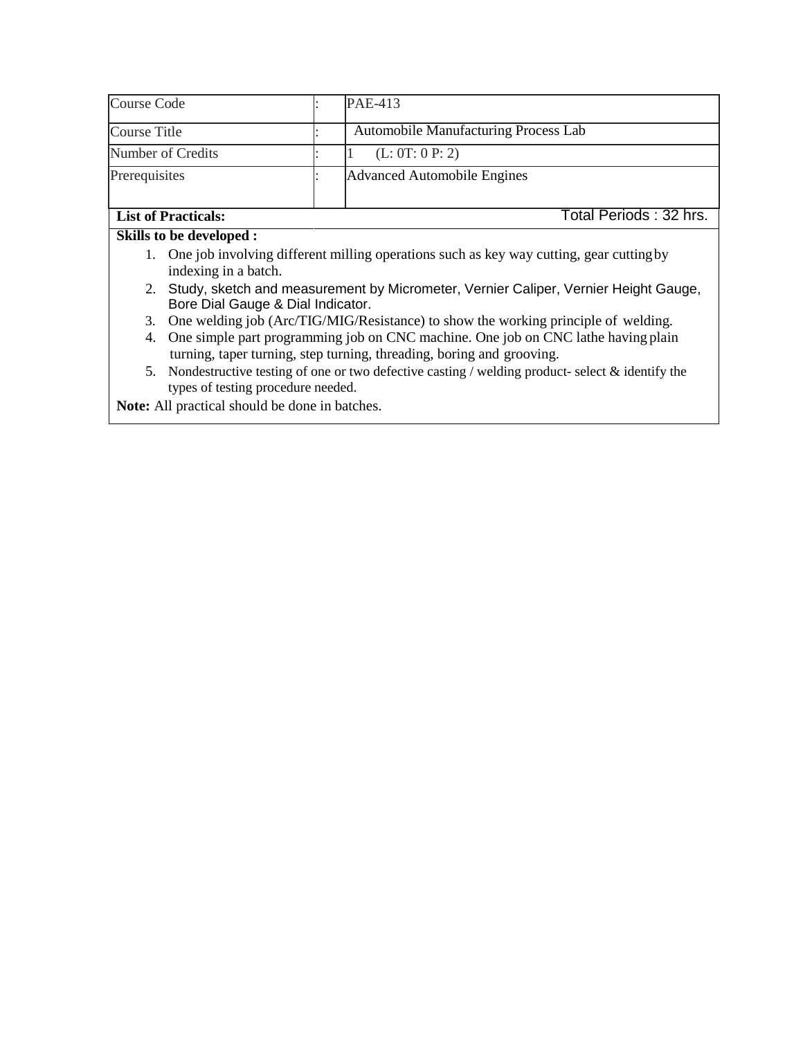| | | |
|---|---|---|
| Course Code | : | PAE-413 |
| Course Title | : | Automobile Manufacturing Process Lab |
| Number of Credits | : | 1 (L: 0T: 0 P: 2) |
| Prerequisites | : | Advanced Automobile Engines |

**List of Practicals:** Total Periods : 32 hrs.

**Skills to be developed :**

1. One job involving different milling operations such as key way cutting, gear cutting by indexing in a batch.
2. Study, sketch and measurement by Micrometer, Vernier Caliper, Vernier Height Gauge, Bore Dial Gauge & Dial Indicator.
3. One welding job (Arc/TIG/MIG/Resistance) to show the working principle of welding.
4. One simple part programming job on CNC machine. One job on CNC lathe having plain turning, taper turning, step turning, threading, boring and grooving.
5. Nondestructive testing of one or two defective casting / welding product- select & identify the types of testing procedure needed.

**Note:** All practical should be done in batches.